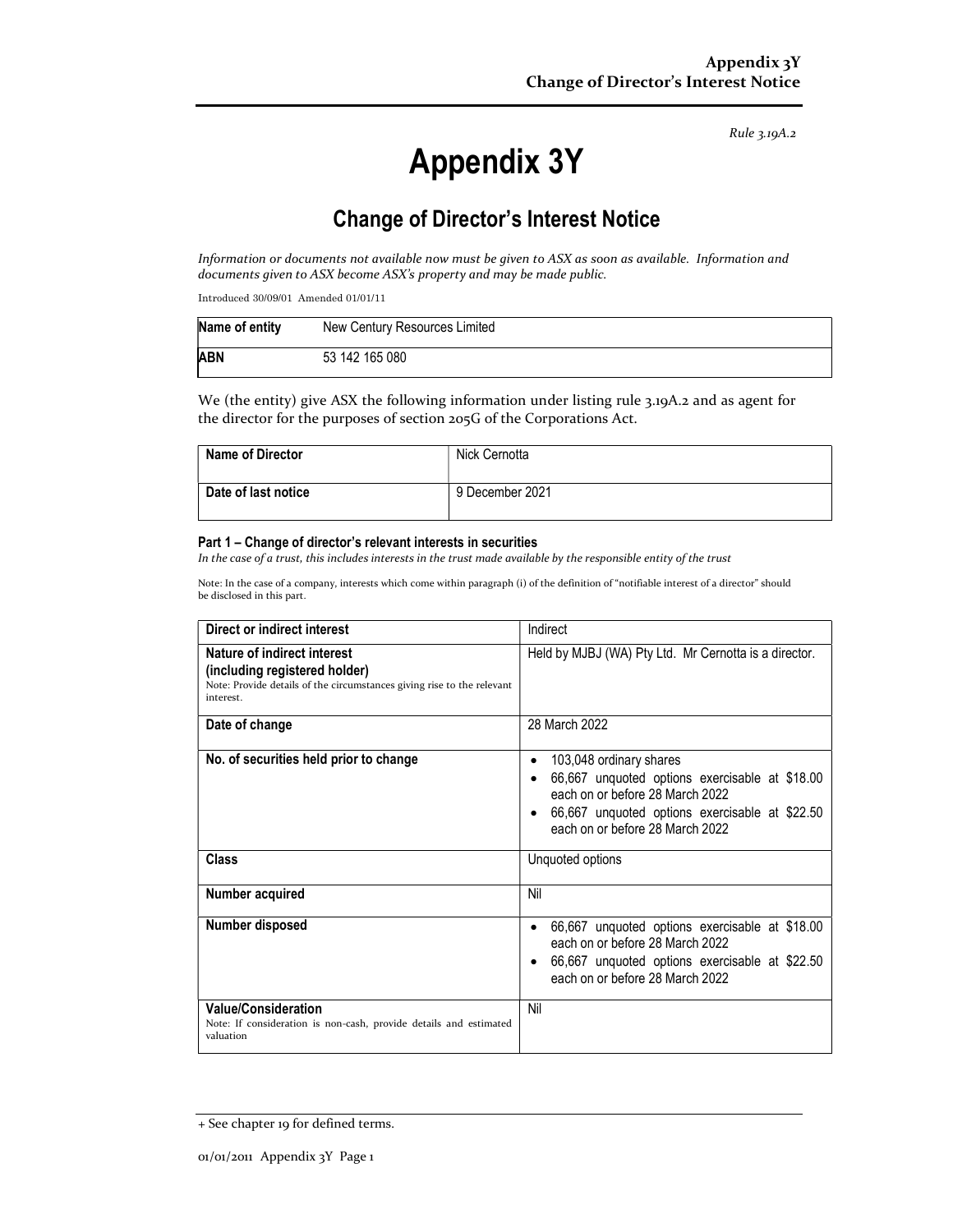*Rule 3.19A.2*

# Appendix 3Y

## Change of Director's Interest Notice

*Information or documents not available now must be given to ASX as soon as available. Information and documents given to ASX become ASX's property and may be made public.*

Introduced 30/09/01 Amended 01/01/11

| Name of entity | New Century Resources Limited |
|---|---|
| ABN | 53 142 165 080 |

We (the entity) give ASX the following information under listing rule 3.19A.2 and as agent for the director for the purposes of section 205G of the Corporations Act.

| Name of Director | Nick Cernotta |
|---|---|
| Date of last notice | 9 December 2021 |

#### Part 1 – Change of director's relevant interests in securities

*In the case of a trust, this includes interests in the trust made available by the responsible entity of the trust*

Note: In the case of a company, interests which come within paragraph (i) of the definition of "notifiable interest of a director" should be disclosed in this part.

| Direct or indirect interest | Indirect |
|---|---|
| **Nature of indirect interest (including registered holder)**<br>Note: Provide details of the circumstances giving rise to the relevant interest. | Held by MJBJ (WA) Pty Ltd. Mr Cernotta is a director. |
| **Date of change** | 28 March 2022 |
| **No. of securities held prior to change** | • 103,048 ordinary shares<br>• 66,667 unquoted options exercisable at $18.00 each on or before 28 March 2022<br>• 66,667 unquoted options exercisable at $22.50 each on or before 28 March 2022 |
| **Class** | Unquoted options |
| **Number acquired** | Nil |
| **Number disposed** | • 66,667 unquoted options exercisable at $18.00 each on or before 28 March 2022<br>• 66,667 unquoted options exercisable at $22.50 each on or before 28 March 2022 |
| **Value/Consideration**<br>Note: If consideration is non-cash, provide details and estimated valuation | Nil |

+ See chapter 19 for defined terms.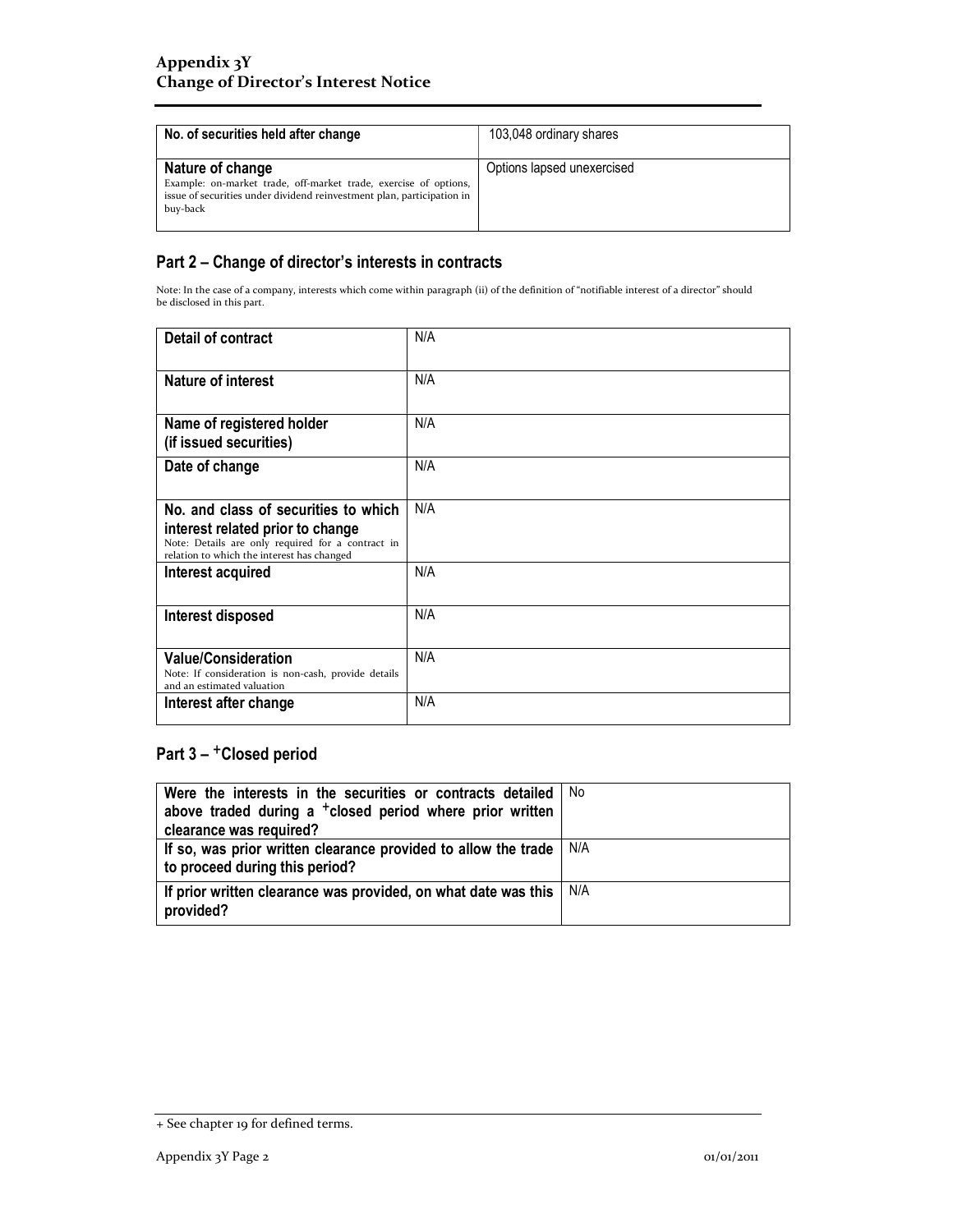| | |
|---|---|
| **No. of securities held after change** | 103,048 ordinary shares |
| **Nature of change**<br>Example: on-market trade, off-market trade, exercise of options, issue of securities under dividend reinvestment plan, participation in buy-back | Options lapsed unexercised |

## Part 2 – Change of director's interests in contracts

Note: In the case of a company, interests which come within paragraph (ii) of the definition of "notifiable interest of a director" should be disclosed in this part.

| | |
|---|---|
| **Detail of contract** | N/A |
| **Nature of interest** | N/A |
| **Name of registered holder (if issued securities)** | N/A |
| **Date of change** | N/A |
| **No. and class of securities to which interest related prior to change**<br>Note: Details are only required for a contract in relation to which the interest has changed | N/A |
| **Interest acquired** | N/A |
| **Interest disposed** | N/A |
| **Value/Consideration**<br>Note: If consideration is non-cash, provide details and an estimated valuation | N/A |
| **Interest after change** | N/A |

## Part 3 – +Closed period

| | |
|---|---|
| **Were the interests in the securities or contracts detailed above traded during a +closed period where prior written clearance was required?** | No |
| **If so, was prior written clearance provided to allow the trade to proceed during this period?** | N/A |
| **If prior written clearance was provided, on what date was this provided?** | N/A |

+ See chapter 19 for defined terms.